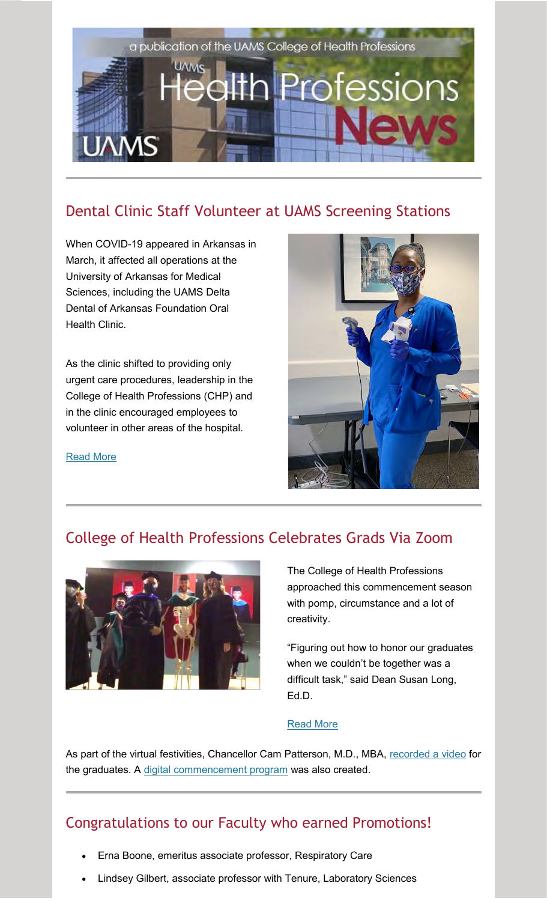a publication of the UAMS College of Health Professions

# UAMS Health Professions News

## Dental Clinic Staff Volunteer at UAMS Screening Stations

When COVID-19 appeared in Arkansas in March, it affected all operations at the University of Arkansas for Medical Sciences, including the UAMS Delta Dental of Arkansas Foundation Oral Health Clinic.

As the clinic shifted to providing only urgent care procedures, leadership in the College of Health Professions (CHP) and in the clinic encouraged employees to volunteer in other areas of the hospital.

Read More

## College of Health Professions Celebrates Grads Via Zoom

The College of Health Professions approached this commencement season with pomp, circumstance and a lot of creativity.

"Figuring out how to honor our graduates when we couldn't be together was a difficult task," said Dean Susan Long, Ed.D.

Read More

As part of the virtual festivities, Chancellor Cam Patterson, M.D., MBA, recorded a video for the graduates. A digital commencement program was also created.

## Congratulations to our Faculty who earned Promotions!

- Erna Boone, emeritus associate professor, Respiratory Care
- Lindsey Gilbert, associate professor with Tenure, Laboratory Sciences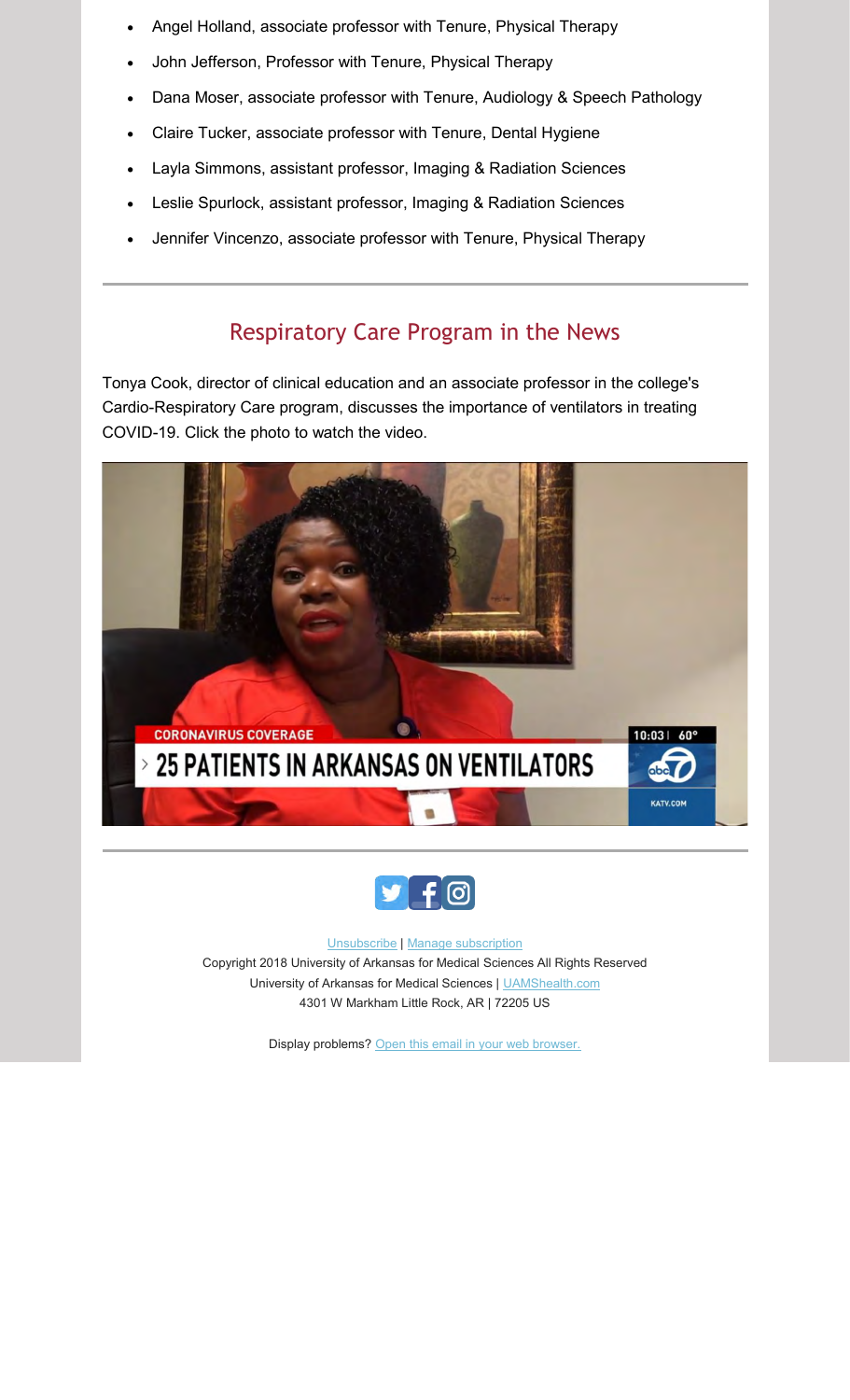- Angel Holland, associate professor with Tenure, Physical Therapy
- John Jefferson, Professor with Tenure, Physical Therapy
- Dana Moser, associate professor with Tenure, Audiology & Speech Pathology
- Claire Tucker, associate professor with Tenure, Dental Hygiene
- Layla Simmons, assistant professor, Imaging & Radiation Sciences
- Leslie Spurlock, assistant professor, Imaging & Radiation Sciences
- Jennifer Vincenzo, associate professor with Tenure, Physical Therapy

---

## Respiratory Care Program in the News

Tonya Cook, director of clinical education and an associate professor in the college's Cardio-Respiratory Care program, discusses the importance of ventilators in treating COVID-19. Click the photo to watch the video.

CORONAVIRUS COVERAGE

25 PATIENTS IN ARKANSAS ON VENTILATORS

10:03 | 60°

KATV.COM

---

Unsubscribe | Manage subscription

Copyright 2018 University of Arkansas for Medical Sciences All Rights Reserved

University of Arkansas for Medical Sciences | UAMShealth.com

4301 W Markham Little Rock, AR | 72205 US

Display problems? Open this email in your web browser.